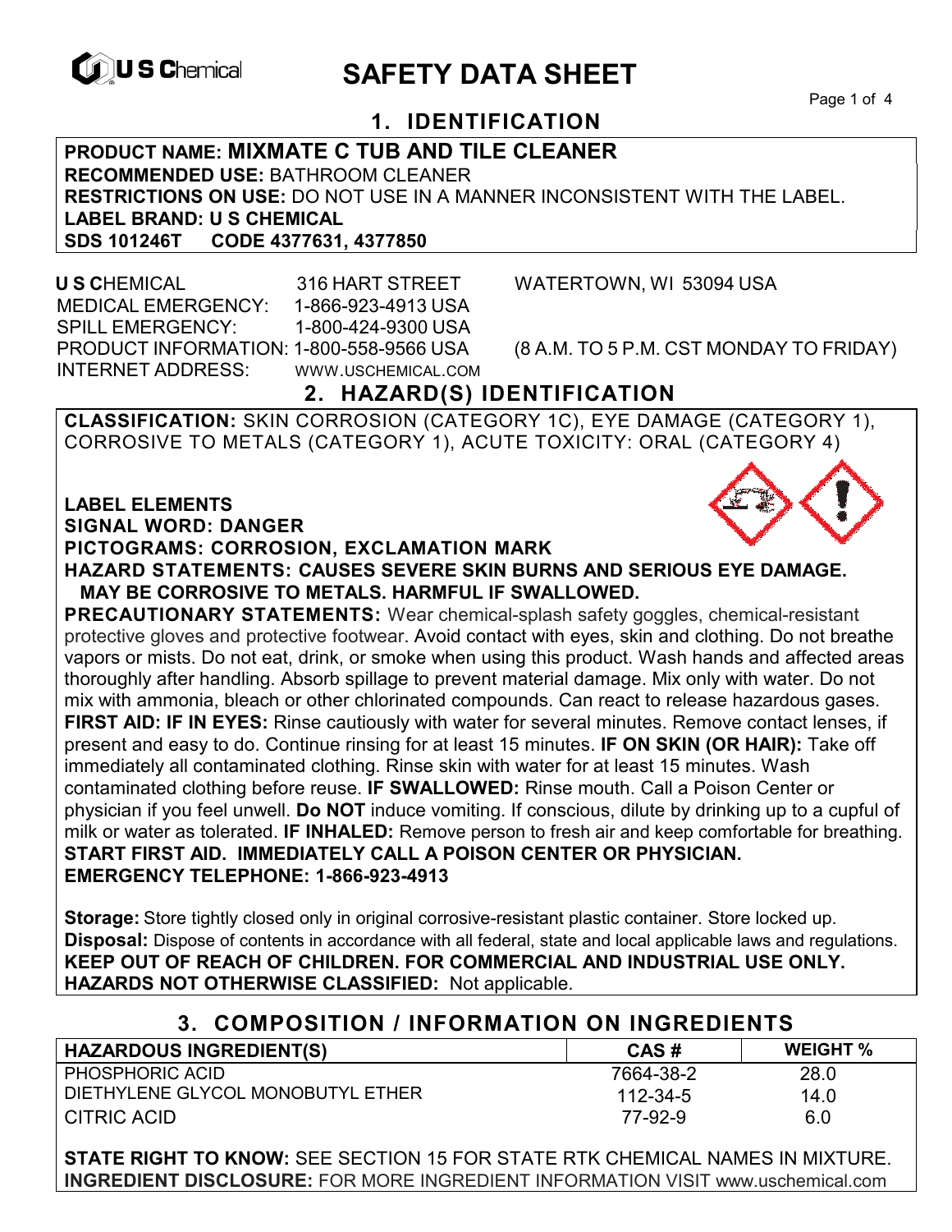U S Chemical

# SAFETY DATA SHEET

## 1. IDENTIFICATION

**PRODUCT NAME: MIXMATE C TUB AND TILE CLEANER**
**RECOMMENDED USE:** BATHROOM CLEANER
**RESTRICTIONS ON USE:** DO NOT USE IN A MANNER INCONSISTENT WITH THE LABEL.
**LABEL BRAND: U S CHEMICAL**
**SDS 101246T CODE 4377631, 4377850**

**U S C**HEMICAL 316 HART STREET WATERTOWN, WI 53094 USA
MEDICAL EMERGENCY: 1-866-923-4913 USA
SPILL EMERGENCY: 1-800-424-9300 USA
PRODUCT INFORMATION: 1-800-558-9566 USA (8 A.M. TO 5 P.M. CST MONDAY TO FRIDAY)
INTERNET ADDRESS: WWW.USCHEMICAL.COM

## 2. HAZARD(S) IDENTIFICATION

**CLASSIFICATION:** SKIN CORROSION (CATEGORY 1C), EYE DAMAGE (CATEGORY 1), CORROSIVE TO METALS (CATEGORY 1), ACUTE TOXICITY: ORAL (CATEGORY 4)

**LABEL ELEMENTS**
**SIGNAL WORD: DANGER**
**PICTOGRAMS: CORROSION, EXCLAMATION MARK**
**HAZARD STATEMENTS: CAUSES SEVERE SKIN BURNS AND SERIOUS EYE DAMAGE. MAY BE CORROSIVE TO METALS. HARMFUL IF SWALLOWED.**
**PRECAUTIONARY STATEMENTS:** Wear chemical-splash safety goggles, chemical-resistant protective gloves and protective footwear. Avoid contact with eyes, skin and clothing. Do not breathe vapors or mists. Do not eat, drink, or smoke when using this product. Wash hands and affected areas thoroughly after handling. Absorb spillage to prevent material damage. Mix only with water. Do not mix with ammonia, bleach or other chlorinated compounds. Can react to release hazardous gases.
**FIRST AID: IF IN EYES:** Rinse cautiously with water for several minutes. Remove contact lenses, if present and easy to do. Continue rinsing for at least 15 minutes. **IF ON SKIN (OR HAIR):** Take off immediately all contaminated clothing. Rinse skin with water for at least 15 minutes. Wash contaminated clothing before reuse. **IF SWALLOWED:** Rinse mouth. Call a Poison Center or physician if you feel unwell. **Do NOT** induce vomiting. If conscious, dilute by drinking up to a cupful of milk or water as tolerated. **IF INHALED:** Remove person to fresh air and keep comfortable for breathing.
**START FIRST AID. IMMEDIATELY CALL A POISON CENTER OR PHYSICIAN.**
**EMERGENCY TELEPHONE: 1-866-923-4913**

**Storage:** Store tightly closed only in original corrosive-resistant plastic container. Store locked up.
**Disposal:** Dispose of contents in accordance with all federal, state and local applicable laws and regulations.
**KEEP OUT OF REACH OF CHILDREN. FOR COMMERCIAL AND INDUSTRIAL USE ONLY.**
**HAZARDS NOT OTHERWISE CLASSIFIED:** Not applicable.

## 3. COMPOSITION / INFORMATION ON INGREDIENTS

| HAZARDOUS INGREDIENT(S) | CAS # | WEIGHT % |
|---|---|---|
| PHOSPHORIC ACID | 7664-38-2 | 28.0 |
| DIETHYLENE GLYCOL MONOBUTYL ETHER | 112-34-5 | 14.0 |
| CITRIC ACID | 77-92-9 | 6.0 |

**STATE RIGHT TO KNOW:** SEE SECTION 15 FOR STATE RTK CHEMICAL NAMES IN MIXTURE.
**INGREDIENT DISCLOSURE:** FOR MORE INGREDIENT INFORMATION VISIT www.uschemical.com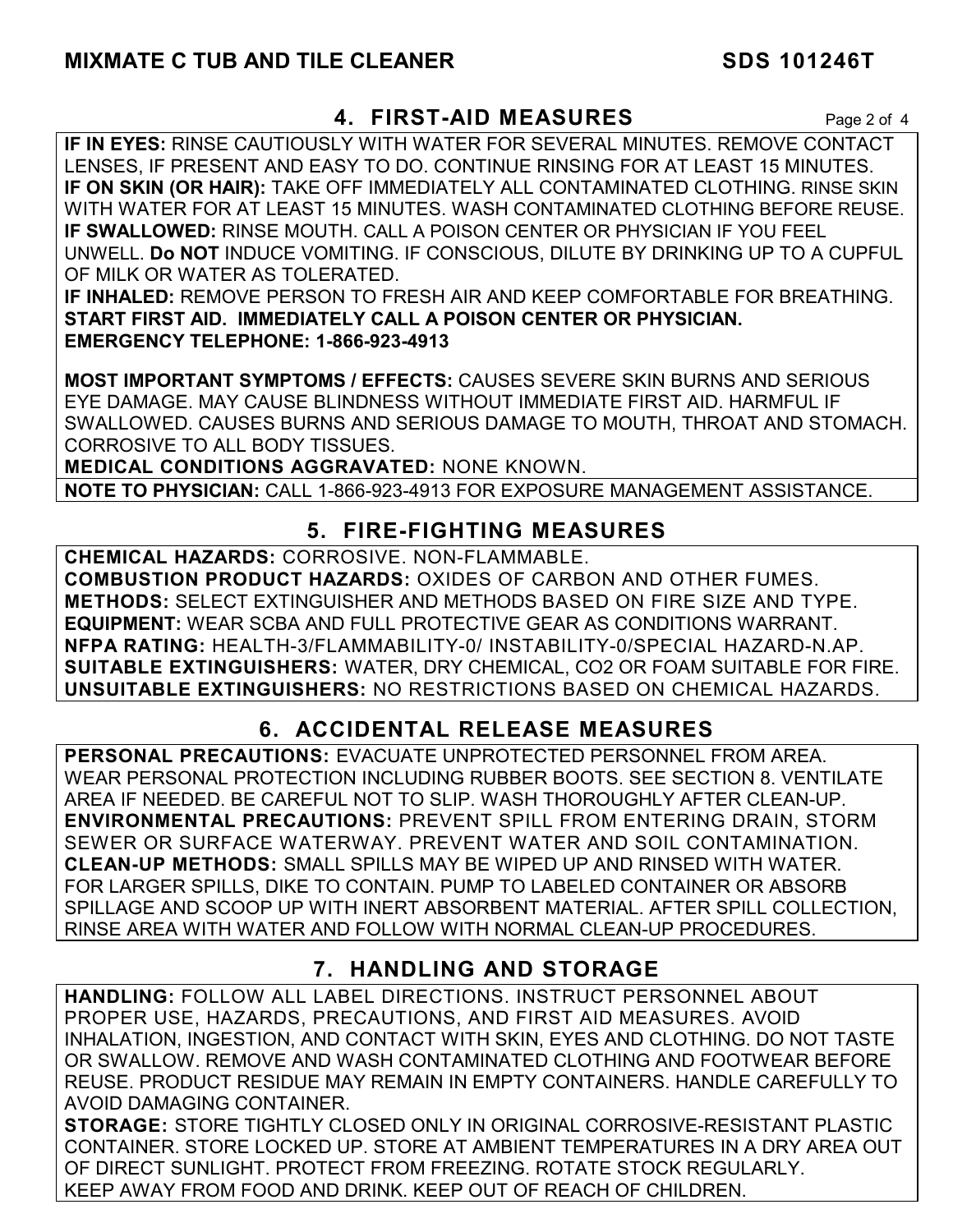## 4. FIRST-AID MEASURES

**IF IN EYES:** RINSE CAUTIOUSLY WITH WATER FOR SEVERAL MINUTES. REMOVE CONTACT LENSES, IF PRESENT AND EASY TO DO. CONTINUE RINSING FOR AT LEAST 15 MINUTES.
**IF ON SKIN (OR HAIR):** TAKE OFF IMMEDIATELY ALL CONTAMINATED CLOTHING. RINSE SKIN WITH WATER FOR AT LEAST 15 MINUTES. WASH CONTAMINATED CLOTHING BEFORE REUSE.
**IF SWALLOWED:** RINSE MOUTH. CALL A POISON CENTER OR PHYSICIAN IF YOU FEEL UNWELL. **Do NOT** INDUCE VOMITING. IF CONSCIOUS, DILUTE BY DRINKING UP TO A CUPFUL OF MILK OR WATER AS TOLERATED.
**IF INHALED:** REMOVE PERSON TO FRESH AIR AND KEEP COMFORTABLE FOR BREATHING.
**START FIRST AID. IMMEDIATELY CALL A POISON CENTER OR PHYSICIAN.**
**EMERGENCY TELEPHONE: 1-866-923-4913**

**MOST IMPORTANT SYMPTOMS / EFFECTS:** CAUSES SEVERE SKIN BURNS AND SERIOUS EYE DAMAGE. MAY CAUSE BLINDNESS WITHOUT IMMEDIATE FIRST AID. HARMFUL IF SWALLOWED. CAUSES BURNS AND SERIOUS DAMAGE TO MOUTH, THROAT AND STOMACH. CORROSIVE TO ALL BODY TISSUES.
**MEDICAL CONDITIONS AGGRAVATED:** NONE KNOWN.

**NOTE TO PHYSICIAN:** CALL 1-866-923-4913 FOR EXPOSURE MANAGEMENT ASSISTANCE.

## 5. FIRE-FIGHTING MEASURES

**CHEMICAL HAZARDS:** CORROSIVE. NON-FLAMMABLE.
**COMBUSTION PRODUCT HAZARDS:** OXIDES OF CARBON AND OTHER FUMES.
**METHODS:** SELECT EXTINGUISHER AND METHODS BASED ON FIRE SIZE AND TYPE.
**EQUIPMENT:** WEAR SCBA AND FULL PROTECTIVE GEAR AS CONDITIONS WARRANT.
**NFPA RATING:** HEALTH-3/FLAMMABILITY-0/ INSTABILITY-0/SPECIAL HAZARD-N.AP.
**SUITABLE EXTINGUISHERS:** WATER, DRY CHEMICAL, CO2 OR FOAM SUITABLE FOR FIRE.
**UNSUITABLE EXTINGUISHERS:** NO RESTRICTIONS BASED ON CHEMICAL HAZARDS.

## 6. ACCIDENTAL RELEASE MEASURES

**PERSONAL PRECAUTIONS:** EVACUATE UNPROTECTED PERSONNEL FROM AREA. WEAR PERSONAL PROTECTION INCLUDING RUBBER BOOTS. SEE SECTION 8. VENTILATE AREA IF NEEDED. BE CAREFUL NOT TO SLIP. WASH THOROUGHLY AFTER CLEAN-UP.
**ENVIRONMENTAL PRECAUTIONS:** PREVENT SPILL FROM ENTERING DRAIN, STORM SEWER OR SURFACE WATERWAY. PREVENT WATER AND SOIL CONTAMINATION.
**CLEAN-UP METHODS:** SMALL SPILLS MAY BE WIPED UP AND RINSED WITH WATER. FOR LARGER SPILLS, DIKE TO CONTAIN. PUMP TO LABELED CONTAINER OR ABSORB SPILLAGE AND SCOOP UP WITH INERT ABSORBENT MATERIAL. AFTER SPILL COLLECTION, RINSE AREA WITH WATER AND FOLLOW WITH NORMAL CLEAN-UP PROCEDURES.

## 7. HANDLING AND STORAGE

**HANDLING:** FOLLOW ALL LABEL DIRECTIONS. INSTRUCT PERSONNEL ABOUT PROPER USE, HAZARDS, PRECAUTIONS, AND FIRST AID MEASURES. AVOID INHALATION, INGESTION, AND CONTACT WITH SKIN, EYES AND CLOTHING. DO NOT TASTE OR SWALLOW. REMOVE AND WASH CONTAMINATED CLOTHING AND FOOTWEAR BEFORE REUSE. PRODUCT RESIDUE MAY REMAIN IN EMPTY CONTAINERS. HANDLE CAREFULLY TO AVOID DAMAGING CONTAINER.
**STORAGE:** STORE TIGHTLY CLOSED ONLY IN ORIGINAL CORROSIVE-RESISTANT PLASTIC CONTAINER. STORE LOCKED UP. STORE AT AMBIENT TEMPERATURES IN A DRY AREA OUT OF DIRECT SUNLIGHT. PROTECT FROM FREEZING. ROTATE STOCK REGULARLY. KEEP AWAY FROM FOOD AND DRINK. KEEP OUT OF REACH OF CHILDREN.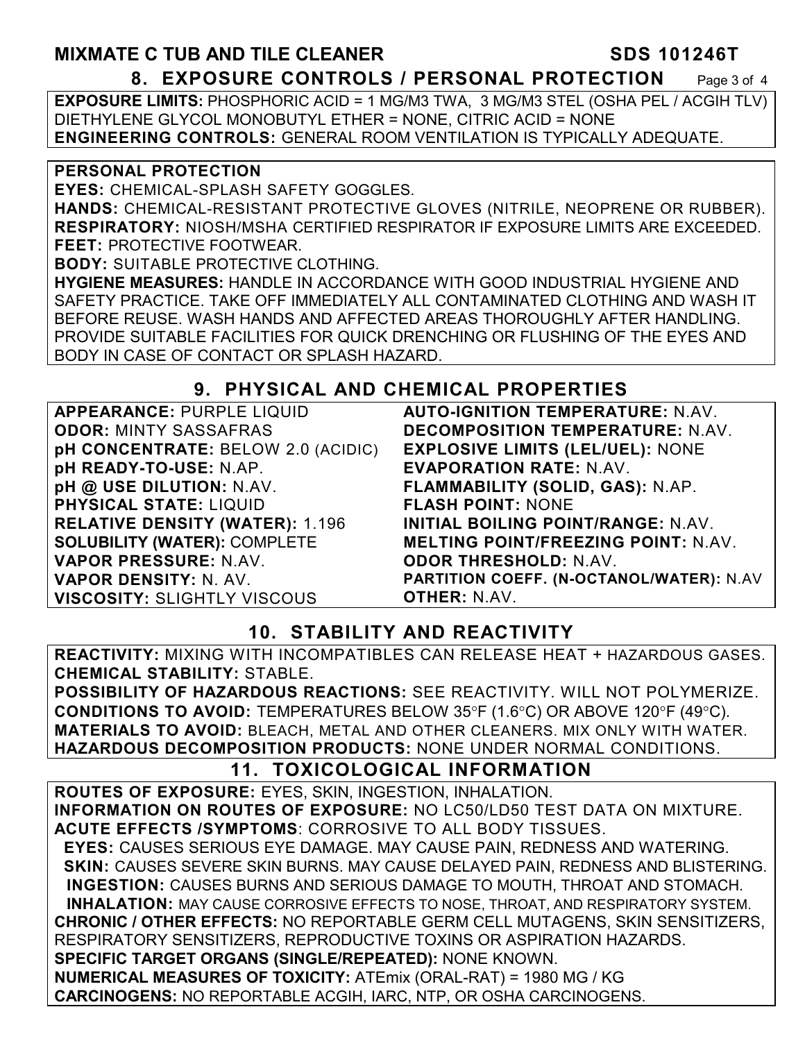## 8. EXPOSURE CONTROLS / PERSONAL PROTECTION

**EXPOSURE LIMITS:** PHOSPHORIC ACID = 1 MG/M3 TWA, 3 MG/M3 STEL (OSHA PEL / ACGIH TLV) DIETHYLENE GLYCOL MONOBUTYL ETHER = NONE, CITRIC ACID = NONE
**ENGINEERING CONTROLS:** GENERAL ROOM VENTILATION IS TYPICALLY ADEQUATE.

**PERSONAL PROTECTION**
**EYES:** CHEMICAL-SPLASH SAFETY GOGGLES.
**HANDS:** CHEMICAL-RESISTANT PROTECTIVE GLOVES (NITRILE, NEOPRENE OR RUBBER).
**RESPIRATORY:** NIOSH/MSHA CERTIFIED RESPIRATOR IF EXPOSURE LIMITS ARE EXCEEDED.
**FEET:** PROTECTIVE FOOTWEAR.
**BODY:** SUITABLE PROTECTIVE CLOTHING.
**HYGIENE MEASURES:** HANDLE IN ACCORDANCE WITH GOOD INDUSTRIAL HYGIENE AND SAFETY PRACTICE. TAKE OFF IMMEDIATELY ALL CONTAMINATED CLOTHING AND WASH IT BEFORE REUSE. WASH HANDS AND AFFECTED AREAS THOROUGHLY AFTER HANDLING. PROVIDE SUITABLE FACILITIES FOR QUICK DRENCHING OR FLUSHING OF THE EYES AND BODY IN CASE OF CONTACT OR SPLASH HAZARD.

## 9. PHYSICAL AND CHEMICAL PROPERTIES

**APPEARANCE:** PURPLE LIQUID
**ODOR:** MINTY SASSAFRAS
**pH CONCENTRATE:** BELOW 2.0 (ACIDIC)
**pH READY-TO-USE:** N.AP.
**pH @ USE DILUTION:** N.AV.
**PHYSICAL STATE:** LIQUID
**RELATIVE DENSITY (WATER):** 1.196
**SOLUBILITY (WATER):** COMPLETE
**VAPOR PRESSURE:** N.AV.
**VAPOR DENSITY:** N. AV.
**VISCOSITY:** SLIGHTLY VISCOUS
**AUTO-IGNITION TEMPERATURE:** N.AV.
**DECOMPOSITION TEMPERATURE:** N.AV.
**EXPLOSIVE LIMITS (LEL/UEL):** NONE
**EVAPORATION RATE:** N.AV.
**FLAMMABILITY (SOLID, GAS):** N.AP.
**FLASH POINT:** NONE
**INITIAL BOILING POINT/RANGE:** N.AV.
**MELTING POINT/FREEZING POINT:** N.AV.
**ODOR THRESHOLD:** N.AV.
**PARTITION COEFF. (N-OCTANOL/WATER):** N.AV
**OTHER:** N.AV.

## 10. STABILITY AND REACTIVITY

**REACTIVITY:** MIXING WITH INCOMPATIBLES CAN RELEASE HEAT + HAZARDOUS GASES.
**CHEMICAL STABILITY:** STABLE.
**POSSIBILITY OF HAZARDOUS REACTIONS:** SEE REACTIVITY. WILL NOT POLYMERIZE.
**CONDITIONS TO AVOID:** TEMPERATURES BELOW 35°F (1.6°C) OR ABOVE 120°F (49°C).
**MATERIALS TO AVOID:** BLEACH, METAL AND OTHER CLEANERS. MIX ONLY WITH WATER.
**HAZARDOUS DECOMPOSITION PRODUCTS:** NONE UNDER NORMAL CONDITIONS.

## 11. TOXICOLOGICAL INFORMATION

**ROUTES OF EXPOSURE:** EYES, SKIN, INGESTION, INHALATION.
**INFORMATION ON ROUTES OF EXPOSURE:** NO LC50/LD50 TEST DATA ON MIXTURE.
**ACUTE EFFECTS /SYMPTOMS**: CORROSIVE TO ALL BODY TISSUES.
**EYES:** CAUSES SERIOUS EYE DAMAGE. MAY CAUSE PAIN, REDNESS AND WATERING.
**SKIN:** CAUSES SEVERE SKIN BURNS. MAY CAUSE DELAYED PAIN, REDNESS AND BLISTERING.
**INGESTION:** CAUSES BURNS AND SERIOUS DAMAGE TO MOUTH, THROAT AND STOMACH.
**INHALATION:** MAY CAUSE CORROSIVE EFFECTS TO NOSE, THROAT, AND RESPIRATORY SYSTEM.
**CHRONIC / OTHER EFFECTS:** NO REPORTABLE GERM CELL MUTAGENS, SKIN SENSITIZERS, RESPIRATORY SENSITIZERS, REPRODUCTIVE TOXINS OR ASPIRATION HAZARDS.
**SPECIFIC TARGET ORGANS (SINGLE/REPEATED):** NONE KNOWN.
**NUMERICAL MEASURES OF TOXICITY:** ATEmix (ORAL-RAT) = 1980 MG / KG
**CARCINOGENS:** NO REPORTABLE ACGIH, IARC, NTP, OR OSHA CARCINOGENS.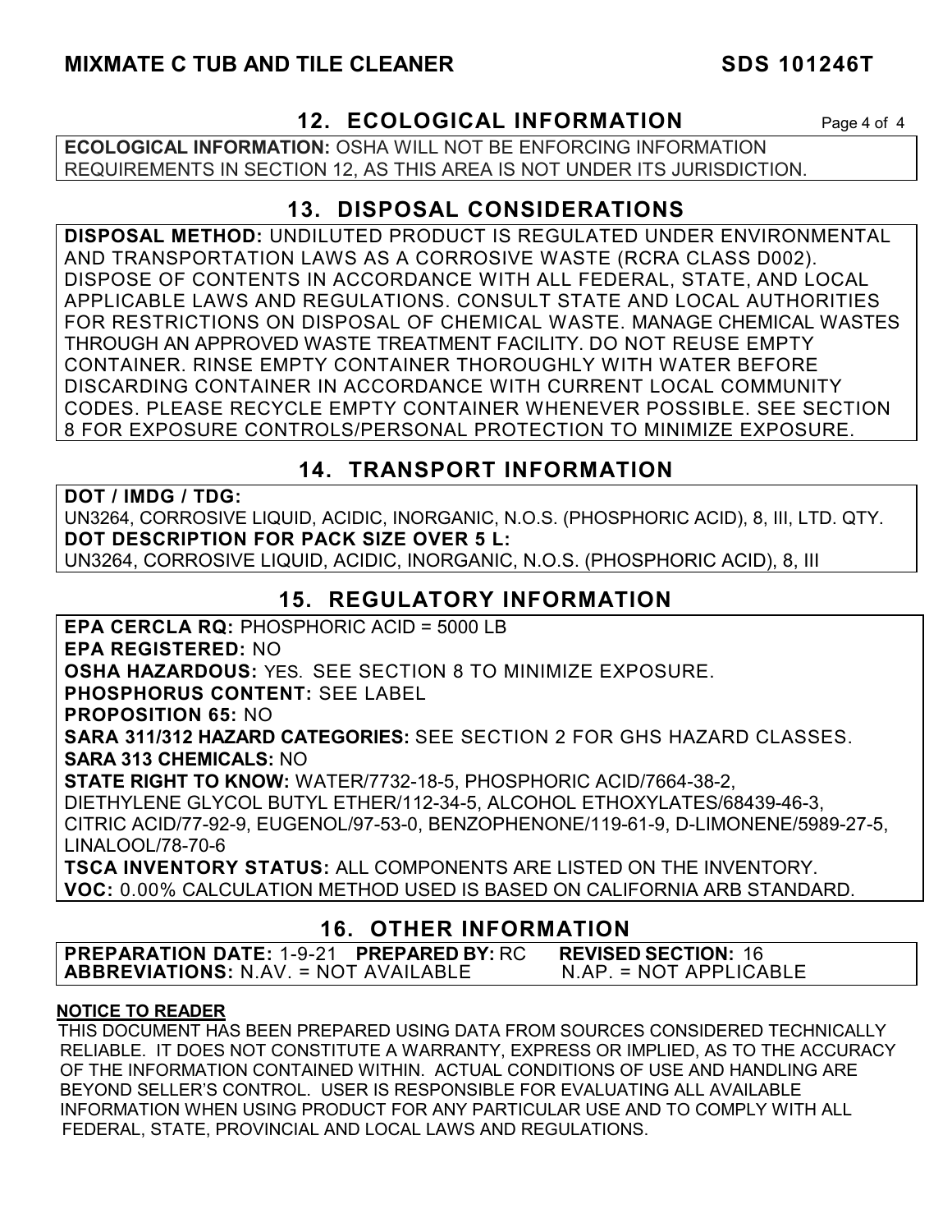## 12. ECOLOGICAL INFORMATION

**ECOLOGICAL INFORMATION:** OSHA WILL NOT BE ENFORCING INFORMATION REQUIREMENTS IN SECTION 12, AS THIS AREA IS NOT UNDER ITS JURISDICTION.

## 13. DISPOSAL CONSIDERATIONS

**DISPOSAL METHOD:** UNDILUTED PRODUCT IS REGULATED UNDER ENVIRONMENTAL AND TRANSPORTATION LAWS AS A CORROSIVE WASTE (RCRA CLASS D002). DISPOSE OF CONTENTS IN ACCORDANCE WITH ALL FEDERAL, STATE, AND LOCAL APPLICABLE LAWS AND REGULATIONS. CONSULT STATE AND LOCAL AUTHORITIES FOR RESTRICTIONS ON DISPOSAL OF CHEMICAL WASTE. MANAGE CHEMICAL WASTES THROUGH AN APPROVED WASTE TREATMENT FACILITY. DO NOT REUSE EMPTY CONTAINER. RINSE EMPTY CONTAINER THOROUGHLY WITH WATER BEFORE DISCARDING CONTAINER IN ACCORDANCE WITH CURRENT LOCAL COMMUNITY CODES. PLEASE RECYCLE EMPTY CONTAINER WHENEVER POSSIBLE. SEE SECTION 8 FOR EXPOSURE CONTROLS/PERSONAL PROTECTION TO MINIMIZE EXPOSURE.

## 14. TRANSPORT INFORMATION

**DOT / IMDG / TDG:**
UN3264, CORROSIVE LIQUID, ACIDIC, INORGANIC, N.O.S. (PHOSPHORIC ACID), 8, III, LTD. QTY.
**DOT DESCRIPTION FOR PACK SIZE OVER 5 L:**
UN3264, CORROSIVE LIQUID, ACIDIC, INORGANIC, N.O.S. (PHOSPHORIC ACID), 8, III

## 15. REGULATORY INFORMATION

**EPA CERCLA RQ:** PHOSPHORIC ACID = 5000 LB
**EPA REGISTERED:** NO
**OSHA HAZARDOUS:** YES. SEE SECTION 8 TO MINIMIZE EXPOSURE.
**PHOSPHORUS CONTENT:** SEE LABEL
**PROPOSITION 65:** NO
**SARA 311/312 HAZARD CATEGORIES:** SEE SECTION 2 FOR GHS HAZARD CLASSES.
**SARA 313 CHEMICALS:** NO
**STATE RIGHT TO KNOW:** WATER/7732-18-5, PHOSPHORIC ACID/7664-38-2, DIETHYLENE GLYCOL BUTYL ETHER/112-34-5, ALCOHOL ETHOXYLATES/68439-46-3, CITRIC ACID/77-92-9, EUGENOL/97-53-0, BENZOPHENONE/119-61-9, D-LIMONENE/5989-27-5, LINALOOL/78-70-6
**TSCA INVENTORY STATUS:** ALL COMPONENTS ARE LISTED ON THE INVENTORY.
**VOC:** 0.00% CALCULATION METHOD USED IS BASED ON CALIFORNIA ARB STANDARD.

## 16. OTHER INFORMATION

**PREPARATION DATE:** 1-9-21 **PREPARED BY:** RC **REVISED SECTION:** 16
**ABBREVIATIONS:** N.AV. = NOT AVAILABLE N.AP. = NOT APPLICABLE

**NOTICE TO READER**

THIS DOCUMENT HAS BEEN PREPARED USING DATA FROM SOURCES CONSIDERED TECHNICALLY RELIABLE. IT DOES NOT CONSTITUTE A WARRANTY, EXPRESS OR IMPLIED, AS TO THE ACCURACY OF THE INFORMATION CONTAINED WITHIN. ACTUAL CONDITIONS OF USE AND HANDLING ARE BEYOND SELLER'S CONTROL. USER IS RESPONSIBLE FOR EVALUATING ALL AVAILABLE INFORMATION WHEN USING PRODUCT FOR ANY PARTICULAR USE AND TO COMPLY WITH ALL FEDERAL, STATE, PROVINCIAL AND LOCAL LAWS AND REGULATIONS.